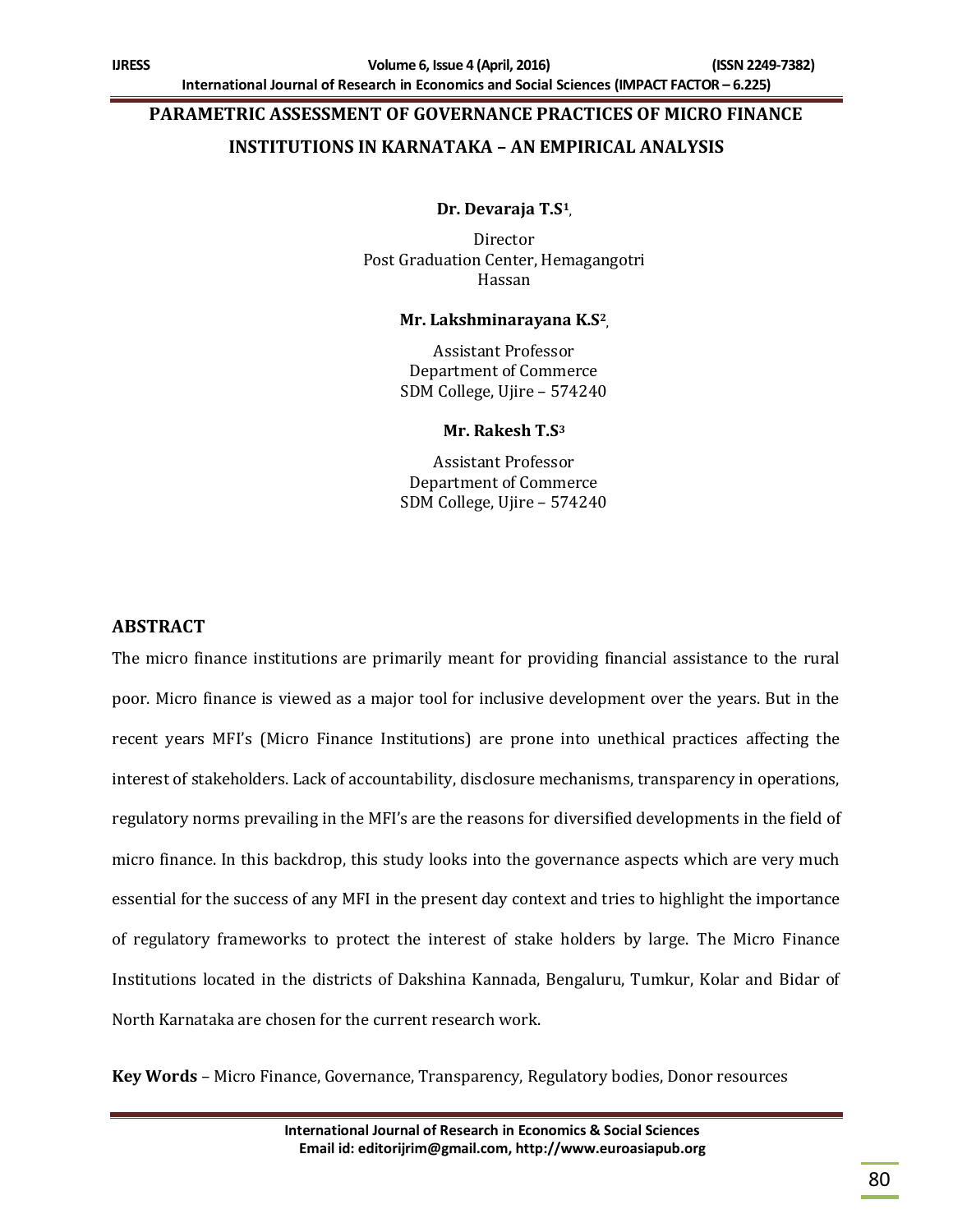# PARAMETRIC ASSESSMENT OF GOVERNANCE PRACTICES OF MICRO FINANCE INSTITUTIONS IN KARNATAKA – AN EMPIRICAL ANALYSIS

**Dr. Devaraja T.S[1],**

Director
Post Graduation Center, Hemagangotri
Hassan

**Mr. Lakshminarayana K.S[2],**

Assistant Professor
Department of Commerce
SDM College, Ujire – 574240

**Mr. Rakesh T.S[3]**

Assistant Professor
Department of Commerce
SDM College, Ujire – 574240

## ABSTRACT

The micro finance institutions are primarily meant for providing financial assistance to the rural poor. Micro finance is viewed as a major tool for inclusive development over the years. But in the recent years MFI's (Micro Finance Institutions) are prone into unethical practices affecting the interest of stakeholders. Lack of accountability, disclosure mechanisms, transparency in operations, regulatory norms prevailing in the MFI's are the reasons for diversified developments in the field of micro finance. In this backdrop, this study looks into the governance aspects which are very much essential for the success of any MFI in the present day context and tries to highlight the importance of regulatory frameworks to protect the interest of stake holders by large. The Micro Finance Institutions located in the districts of Dakshina Kannada, Bengaluru, Tumkur, Kolar and Bidar of North Karnataka are chosen for the current research work.

**Key Words** – Micro Finance, Governance, Transparency, Regulatory bodies, Donor resources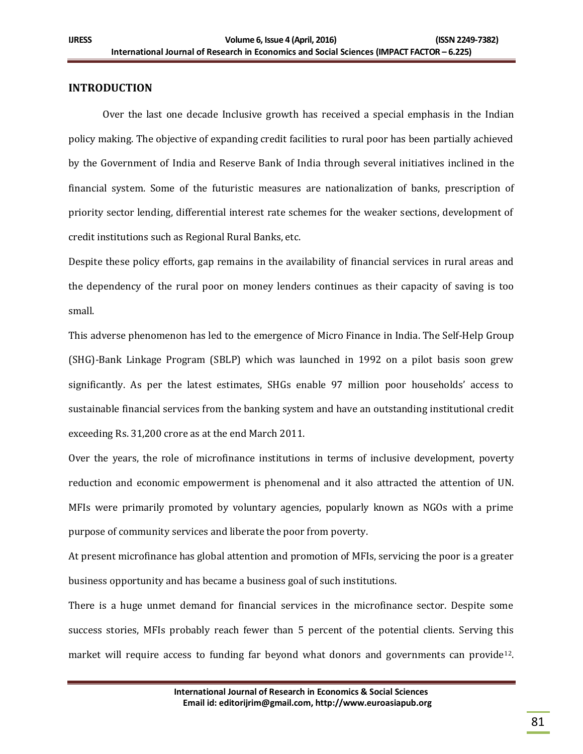## INTRODUCTION

Over the last one decade Inclusive growth has received a special emphasis in the Indian policy making. The objective of expanding credit facilities to rural poor has been partially achieved by the Government of India and Reserve Bank of India through several initiatives inclined in the financial system. Some of the futuristic measures are nationalization of banks, prescription of priority sector lending, differential interest rate schemes for the weaker sections, development of credit institutions such as Regional Rural Banks, etc.

Despite these policy efforts, gap remains in the availability of financial services in rural areas and the dependency of the rural poor on money lenders continues as their capacity of saving is too small.

This adverse phenomenon has led to the emergence of Micro Finance in India. The Self-Help Group (SHG)-Bank Linkage Program (SBLP) which was launched in 1992 on a pilot basis soon grew significantly. As per the latest estimates, SHGs enable 97 million poor households' access to sustainable financial services from the banking system and have an outstanding institutional credit exceeding Rs. 31,200 crore as at the end March 2011.

Over the years, the role of microfinance institutions in terms of inclusive development, poverty reduction and economic empowerment is phenomenal and it also attracted the attention of UN. MFIs were primarily promoted by voluntary agencies, popularly known as NGOs with a prime purpose of community services and liberate the poor from poverty.

At present microfinance has global attention and promotion of MFIs, servicing the poor is a greater business opportunity and has became a business goal of such institutions.

There is a huge unmet demand for financial services in the microfinance sector. Despite some success stories, MFIs probably reach fewer than 5 percent of the potential clients. Serving this market will require access to funding far beyond what donors and governments can provide[12].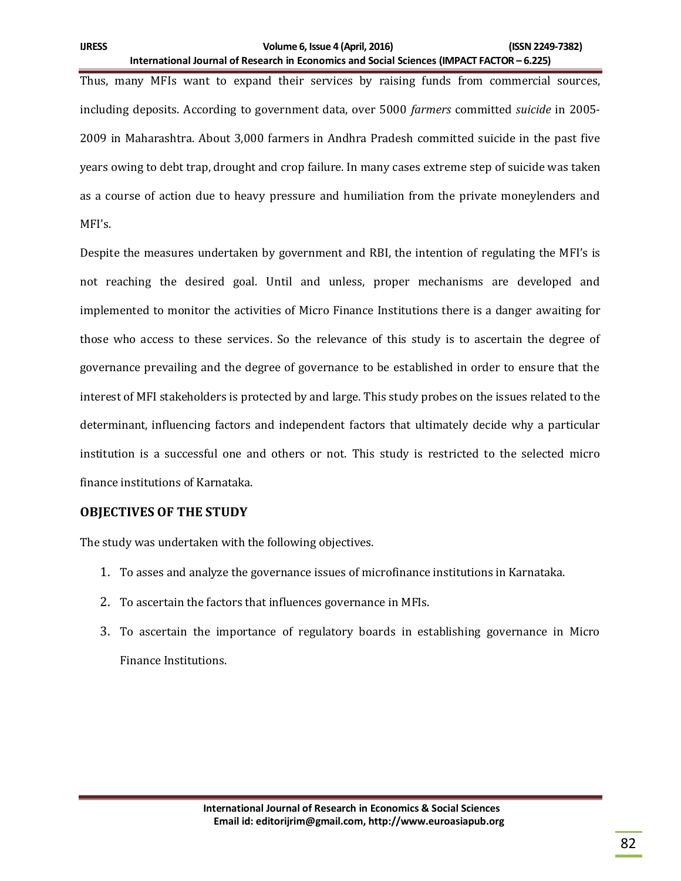Thus, many MFIs want to expand their services by raising funds from commercial sources, including deposits. According to government data, over 5000 *farmers* committed *suicide* in 2005-2009 in Maharashtra. About 3,000 farmers in Andhra Pradesh committed suicide in the past five years owing to debt trap, drought and crop failure. In many cases extreme step of suicide was taken as a course of action due to heavy pressure and humiliation from the private moneylenders and MFI's.

Despite the measures undertaken by government and RBI, the intention of regulating the MFI's is not reaching the desired goal. Until and unless, proper mechanisms are developed and implemented to monitor the activities of Micro Finance Institutions there is a danger awaiting for those who access to these services. So the relevance of this study is to ascertain the degree of governance prevailing and the degree of governance to be established in order to ensure that the interest of MFI stakeholders is protected by and large. This study probes on the issues related to the determinant, influencing factors and independent factors that ultimately decide why a particular institution is a successful one and others or not. This study is restricted to the selected micro finance institutions of Karnataka.

## OBJECTIVES OF THE STUDY

The study was undertaken with the following objectives.

1. To asses and analyze the governance issues of microfinance institutions in Karnataka.
2. To ascertain the factors that influences governance in MFIs.
3. To ascertain the importance of regulatory boards in establishing governance in Micro Finance Institutions.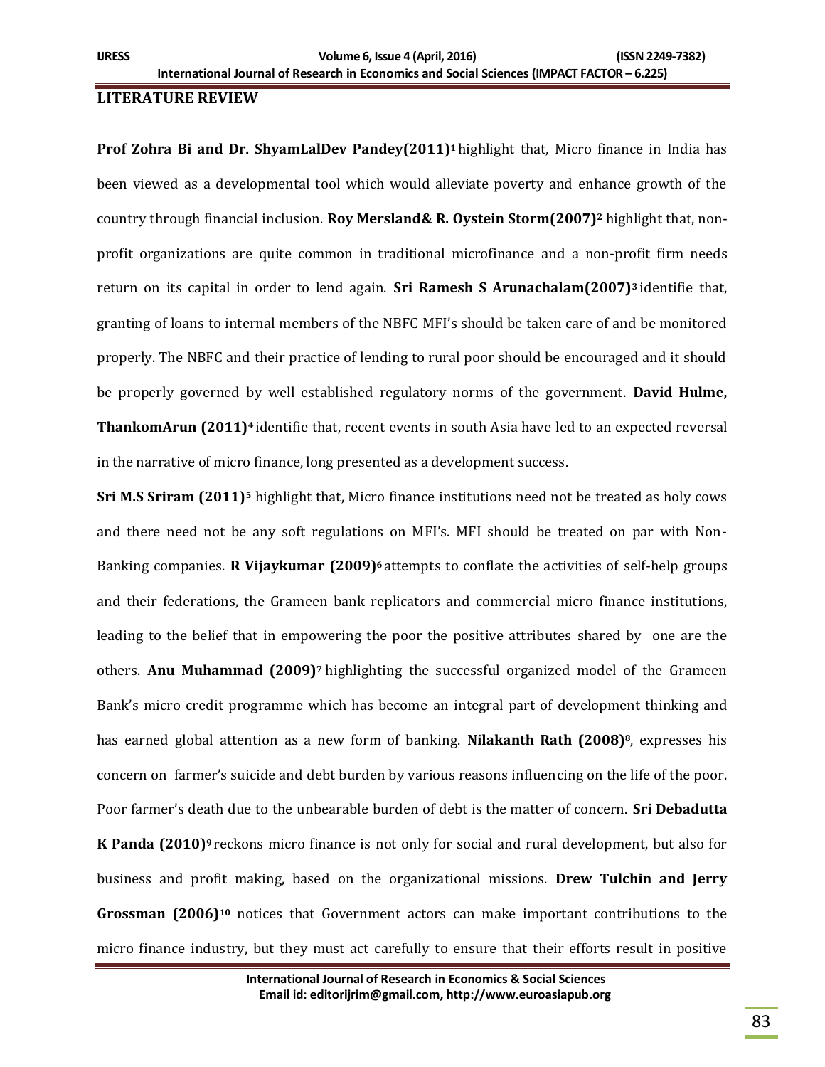## LITERATURE REVIEW

**Prof Zohra Bi and Dr. ShyamLalDev Pandey(2011)[1]** highlight that, Micro finance in India has been viewed as a developmental tool which would alleviate poverty and enhance growth of the country through financial inclusion. **Roy Mersland& R. Oystein Storm(2007)[2]** highlight that, non-profit organizations are quite common in traditional microfinance and a non-profit firm needs return on its capital in order to lend again. **Sri Ramesh S Arunachalam(2007)[3]** identifie that, granting of loans to internal members of the NBFC MFI's should be taken care of and be monitored properly. The NBFC and their practice of lending to rural poor should be encouraged and it should be properly governed by well established regulatory norms of the government. **David Hulme, ThankomArun (2011)[4]** identifie that, recent events in south Asia have led to an expected reversal in the narrative of micro finance, long presented as a development success.

**Sri M.S Sriram (2011)[5]** highlight that, Micro finance institutions need not be treated as holy cows and there need not be any soft regulations on MFI's. MFI should be treated on par with Non-Banking companies. **R Vijaykumar (2009)[6]** attempts to conflate the activities of self-help groups and their federations, the Grameen bank replicators and commercial micro finance institutions, leading to the belief that in empowering the poor the positive attributes shared by one are the others. **Anu Muhammad (2009)[7]** highlighting the successful organized model of the Grameen Bank's micro credit programme which has become an integral part of development thinking and has earned global attention as a new form of banking. **Nilakanth Rath (2008)[8]**, expresses his concern on farmer's suicide and debt burden by various reasons influencing on the life of the poor. Poor farmer's death due to the unbearable burden of debt is the matter of concern. **Sri Debadutta K Panda (2010)[9]** reckons micro finance is not only for social and rural development, but also for business and profit making, based on the organizational missions. **Drew Tulchin and Jerry Grossman (2006)[10]** notices that Government actors can make important contributions to the micro finance industry, but they must act carefully to ensure that their efforts result in positive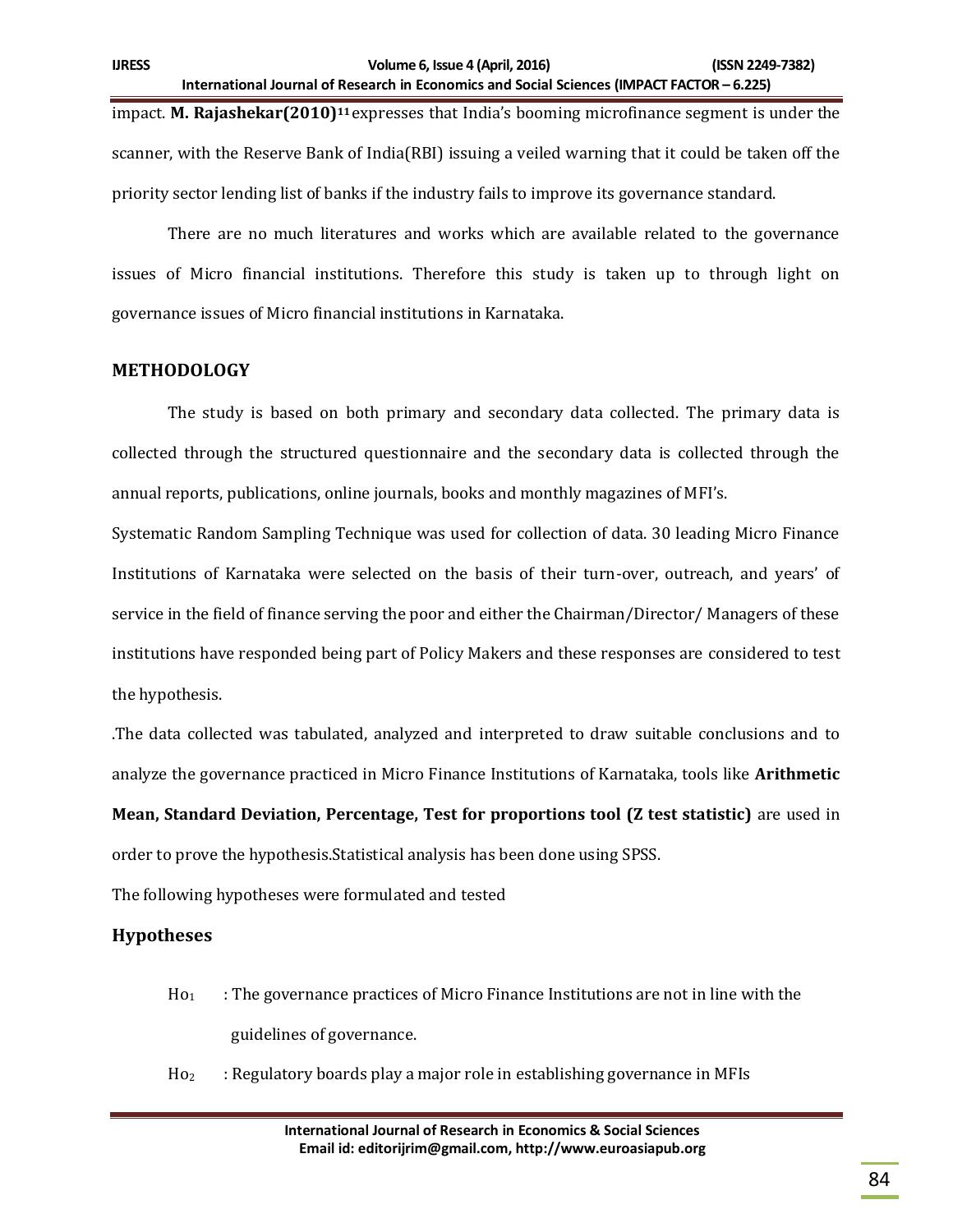impact. **M. Rajashekar(2010)**[11] expresses that India's booming microfinance segment is under the scanner, with the Reserve Bank of India(RBI) issuing a veiled warning that it could be taken off the priority sector lending list of banks if the industry fails to improve its governance standard.

There are no much literatures and works which are available related to the governance issues of Micro financial institutions. Therefore this study is taken up to through light on governance issues of Micro financial institutions in Karnataka.

## METHODOLOGY

The study is based on both primary and secondary data collected. The primary data is collected through the structured questionnaire and the secondary data is collected through the annual reports, publications, online journals, books and monthly magazines of MFI's.

Systematic Random Sampling Technique was used for collection of data. 30 leading Micro Finance Institutions of Karnataka were selected on the basis of their turn-over, outreach, and years' of service in the field of finance serving the poor and either the Chairman/Director/ Managers of these institutions have responded being part of Policy Makers and these responses are considered to test the hypothesis.

.The data collected was tabulated, analyzed and interpreted to draw suitable conclusions and to analyze the governance practiced in Micro Finance Institutions of Karnataka, tools like **Arithmetic Mean, Standard Deviation, Percentage, Test for proportions tool (Z test statistic)** are used in order to prove the hypothesis.Statistical analysis has been done using SPSS.

The following hypotheses were formulated and tested

### Hypotheses

$Ho_1$ : The governance practices of Micro Finance Institutions are not in line with the guidelines of governance.

$Ho_2$ : Regulatory boards play a major role in establishing governance in MFIs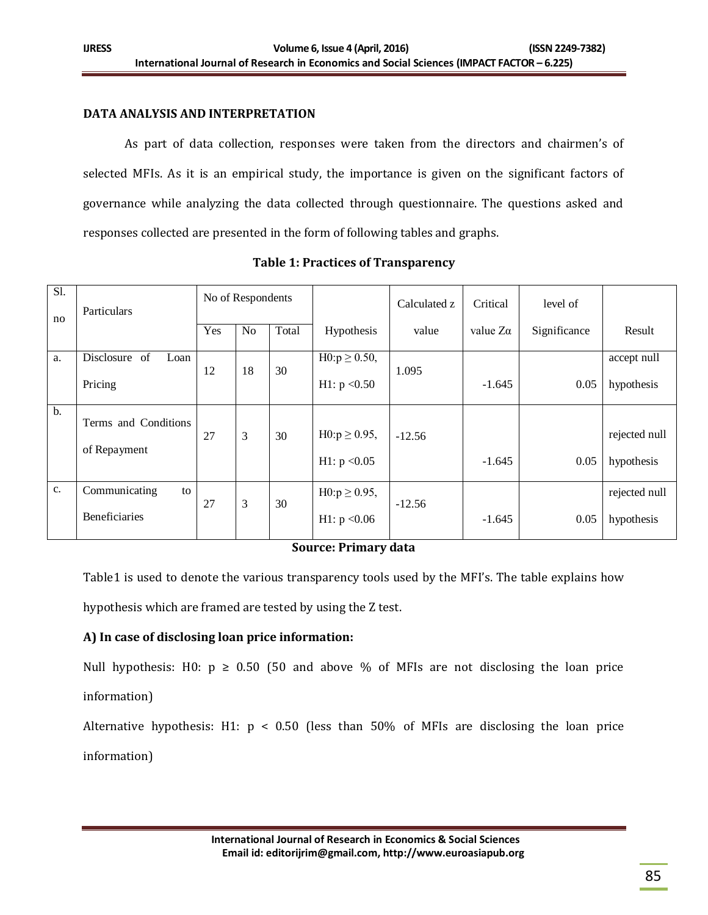## DATA ANALYSIS AND INTERPRETATION

As part of data collection, responses were taken from the directors and chairmen's of selected MFIs. As it is an empirical study, the importance is given on the significant factors of governance while analyzing the data collected through questionnaire. The questions asked and responses collected are presented in the form of following tables and graphs.

**Table 1: Practices of Transparency**

| Sl. no | Particulars | No of Respondents | | | Hypothesis | Calculated z value | Critical value $Z\alpha$ | level of Significance | Result |
|---|---|---|---|---|---|---|---|---|---|
| | | Yes | No | Total | | | | | |
| a. | Disclosure of Loan Pricing | 12 | 18 | 30 | $H0: p \geq 0.50$, $H1: p < 0.50$ | 1.095 | -1.645 | 0.05 | accept null hypothesis |
| b. | Terms and Conditions of Repayment | 27 | 3 | 30 | $H0: p \geq 0.95$, $H1: p < 0.05$ | -12.56 | -1.645 | 0.05 | rejected null hypothesis |
| c. | Communicating to Beneficiaries | 27 | 3 | 30 | $H0: p \geq 0.95$, $H1: p < 0.06$ | -12.56 | -1.645 | 0.05 | rejected null hypothesis |

**Source: Primary data**

Table1 is used to denote the various transparency tools used by the MFI's. The table explains how hypothesis which are framed are tested by using the Z test.

**A) In case of disclosing loan price information:**

Null hypothesis: H0: $p \geq 0.50$ (50 and above % of MFIs are not disclosing the loan price information)

Alternative hypothesis: H1: $p < 0.50$ (less than 50% of MFIs are disclosing the loan price information)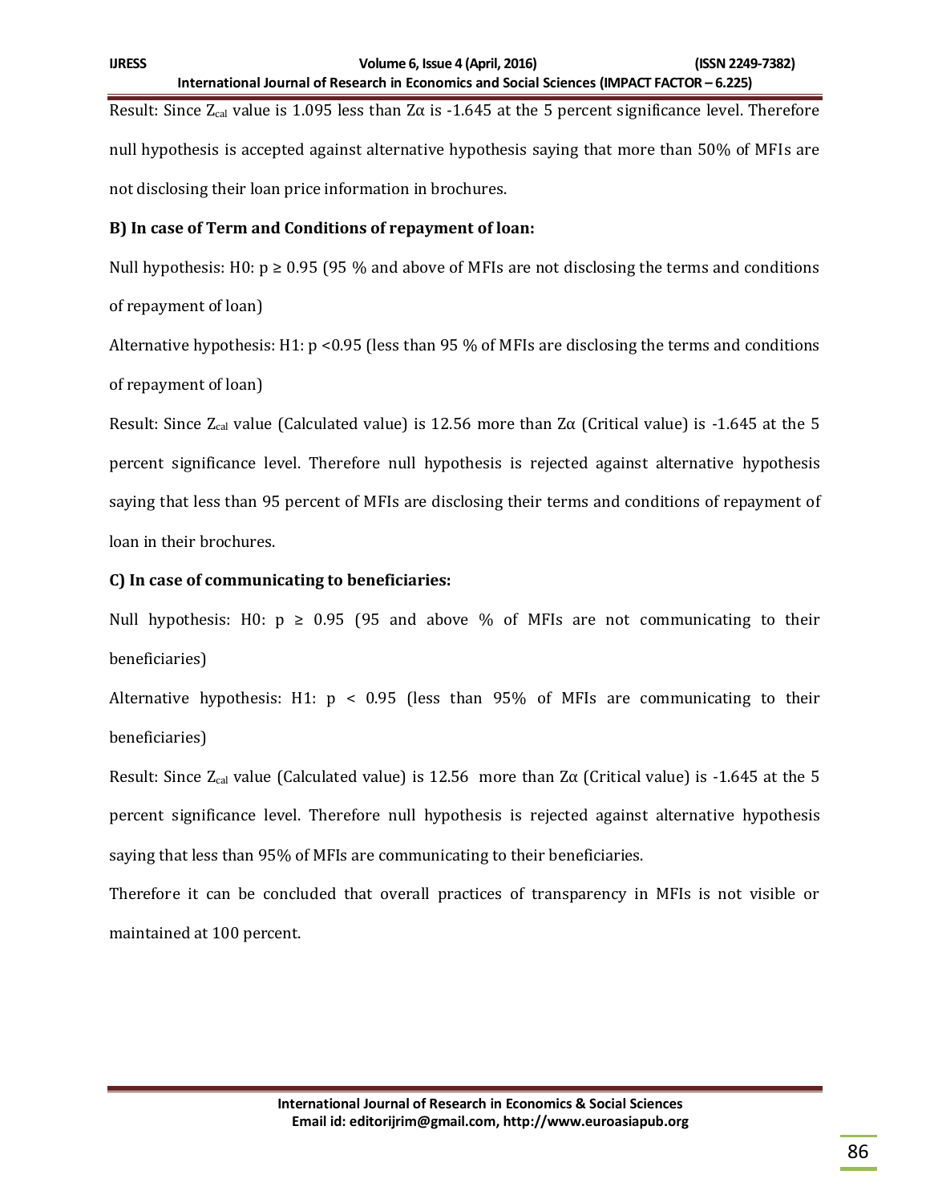Result: Since $Z_{cal}$ value is 1.095 less than $Z\alpha$ is -1.645 at the 5 percent significance level. Therefore null hypothesis is accepted against alternative hypothesis saying that more than 50% of MFIs are not disclosing their loan price information in brochures.

**B) In case of Term and Conditions of repayment of loan:**

Null hypothesis: H0: $p \geq 0.95$ (95 % and above of MFIs are not disclosing the terms and conditions of repayment of loan)

Alternative hypothesis: H1: $p < 0.95$ (less than 95 % of MFIs are disclosing the terms and conditions of repayment of loan)

Result: Since $Z_{cal}$ value (Calculated value) is 12.56 more than $Z\alpha$ (Critical value) is -1.645 at the 5 percent significance level. Therefore null hypothesis is rejected against alternative hypothesis saying that less than 95 percent of MFIs are disclosing their terms and conditions of repayment of loan in their brochures.

**C) In case of communicating to beneficiaries:**

Null hypothesis: H0: $p \geq 0.95$ (95 and above % of MFIs are not communicating to their beneficiaries)

Alternative hypothesis: H1: $p < 0.95$ (less than 95% of MFIs are communicating to their beneficiaries)

Result: Since $Z_{cal}$ value (Calculated value) is 12.56 more than $Z\alpha$ (Critical value) is -1.645 at the 5 percent significance level. Therefore null hypothesis is rejected against alternative hypothesis saying that less than 95% of MFIs are communicating to their beneficiaries.

Therefore it can be concluded that overall practices of transparency in MFIs is not visible or maintained at 100 percent.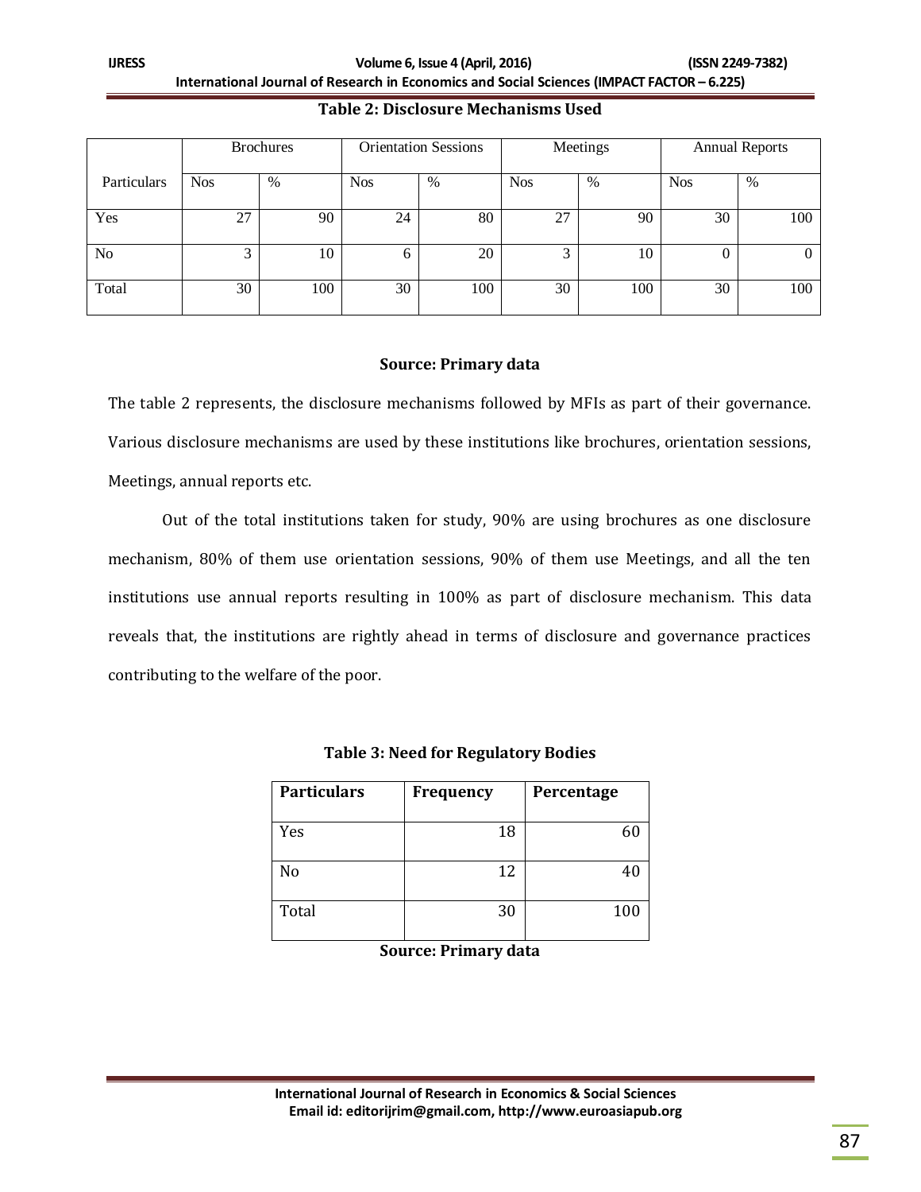**Table 2: Disclosure Mechanisms Used**

| Particulars | Brochures | | Orientation Sessions | | Meetings | | Annual Reports | |
|---|---|---|---|---|---|---|---|---|
| | Nos | % | Nos | % | Nos | % | Nos | % |
| Yes | 27 | 90 | 24 | 80 | 27 | 90 | 30 | 100 |
| No | 3 | 10 | 6 | 20 | 3 | 10 | 0 | 0 |
| Total | 30 | 100 | 30 | 100 | 30 | 100 | 30 | 100 |

**Source: Primary data**

The table 2 represents, the disclosure mechanisms followed by MFIs as part of their governance. Various disclosure mechanisms are used by these institutions like brochures, orientation sessions, Meetings, annual reports etc.

Out of the total institutions taken for study, 90% are using brochures as one disclosure mechanism, 80% of them use orientation sessions, 90% of them use Meetings, and all the ten institutions use annual reports resulting in 100% as part of disclosure mechanism. This data reveals that, the institutions are rightly ahead in terms of disclosure and governance practices contributing to the welfare of the poor.

**Table 3: Need for Regulatory Bodies**

| Particulars | Frequency | Percentage |
|---|---|---|
| Yes | 18 | 60 |
| No | 12 | 40 |
| Total | 30 | 100 |

**Source: Primary data**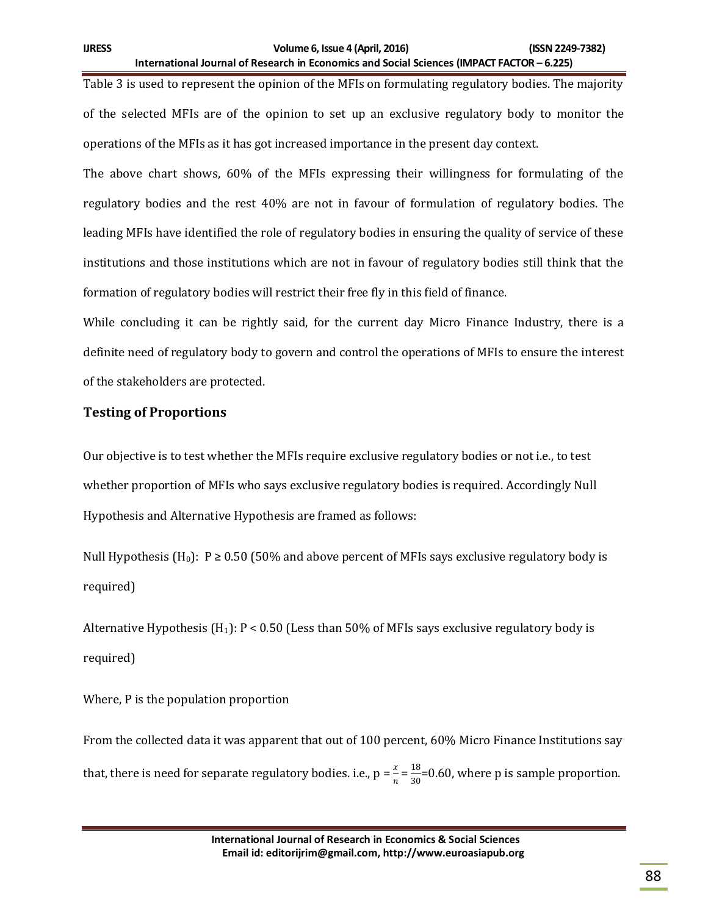Table 3 is used to represent the opinion of the MFIs on formulating regulatory bodies. The majority of the selected MFIs are of the opinion to set up an exclusive regulatory body to monitor the operations of the MFIs as it has got increased importance in the present day context.

The above chart shows, 60% of the MFIs expressing their willingness for formulating of the regulatory bodies and the rest 40% are not in favour of formulation of regulatory bodies. The leading MFIs have identified the role of regulatory bodies in ensuring the quality of service of these institutions and those institutions which are not in favour of regulatory bodies still think that the formation of regulatory bodies will restrict their free fly in this field of finance.

While concluding it can be rightly said, for the current day Micro Finance Industry, there is a definite need of regulatory body to govern and control the operations of MFIs to ensure the interest of the stakeholders are protected.

### Testing of Proportions

Our objective is to test whether the MFIs require exclusive regulatory bodies or not i.e., to test whether proportion of MFIs who says exclusive regulatory bodies is required. Accordingly Null Hypothesis and Alternative Hypothesis are framed as follows:

Null Hypothesis ($H_0$): $P \geq 0.50$ (50% and above percent of MFIs says exclusive regulatory body is required)

Alternative Hypothesis ($H_1$): $P < 0.50$ (Less than 50% of MFIs says exclusive regulatory body is required)

Where, P is the population proportion

From the collected data it was apparent that out of 100 percent, 60% Micro Finance Institutions say that, there is need for separate regulatory bodies. i.e., $p = \frac{x}{n} = \frac{18}{30} = 0.60$, where p is sample proportion.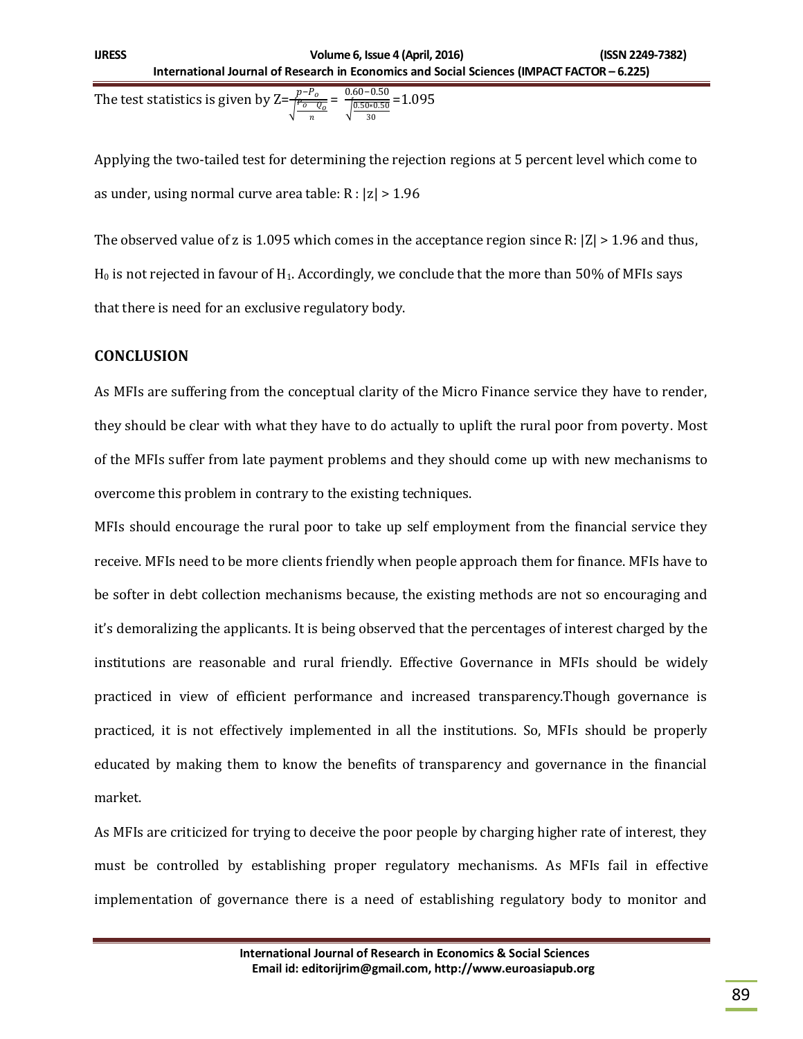The test statistics is given by $Z = \frac{p - P_o}{\sqrt{\frac{P_o \quad Q_o}{n}}} = \frac{0.60 - 0.50}{\sqrt{\frac{0.50 * 0.50}{30}}} = 1.095$

Applying the two-tailed test for determining the rejection regions at 5 percent level which come to as under, using normal curve area table: R : $|z| > 1.96$

The observed value of z is 1.095 which comes in the acceptance region since R: $|Z| > 1.96$ and thus, $H_0$ is not rejected in favour of $H_1$. Accordingly, we conclude that the more than 50% of MFIs says that there is need for an exclusive regulatory body.

## CONCLUSION

As MFIs are suffering from the conceptual clarity of the Micro Finance service they have to render, they should be clear with what they have to do actually to uplift the rural poor from poverty. Most of the MFIs suffer from late payment problems and they should come up with new mechanisms to overcome this problem in contrary to the existing techniques.

MFIs should encourage the rural poor to take up self employment from the financial service they receive. MFIs need to be more clients friendly when people approach them for finance. MFIs have to be softer in debt collection mechanisms because, the existing methods are not so encouraging and it's demoralizing the applicants. It is being observed that the percentages of interest charged by the institutions are reasonable and rural friendly. Effective Governance in MFIs should be widely practiced in view of efficient performance and increased transparency.Though governance is practiced, it is not effectively implemented in all the institutions. So, MFIs should be properly educated by making them to know the benefits of transparency and governance in the financial market.

As MFIs are criticized for trying to deceive the poor people by charging higher rate of interest, they must be controlled by establishing proper regulatory mechanisms. As MFIs fail in effective implementation of governance there is a need of establishing regulatory body to monitor and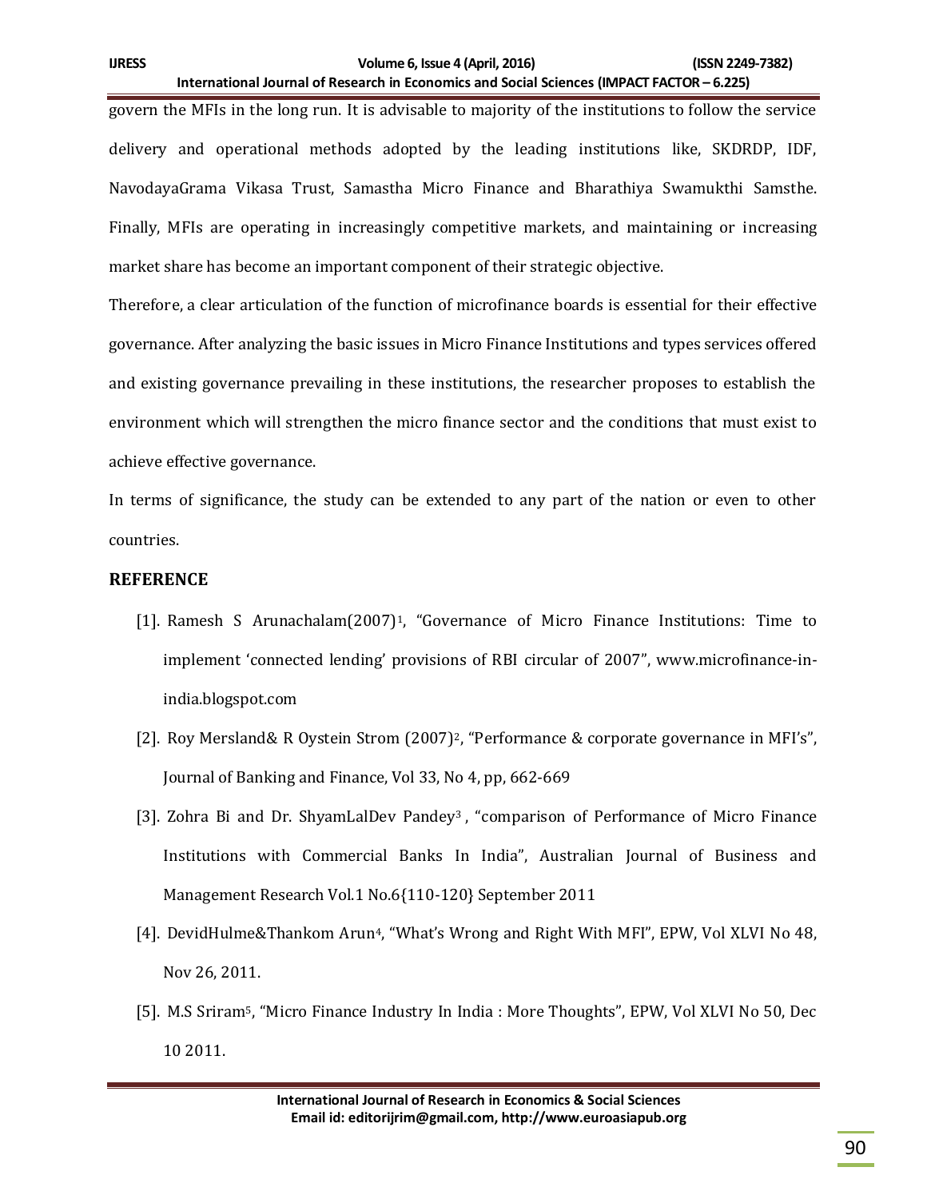govern the MFIs in the long run. It is advisable to majority of the institutions to follow the service delivery and operational methods adopted by the leading institutions like, SKDRDP, IDF, NavodayaGrama Vikasa Trust, Samastha Micro Finance and Bharathiya Swamukthi Samsthe. Finally, MFIs are operating in increasingly competitive markets, and maintaining or increasing market share has become an important component of their strategic objective.

Therefore, a clear articulation of the function of microfinance boards is essential for their effective governance. After analyzing the basic issues in Micro Finance Institutions and types services offered and existing governance prevailing in these institutions, the researcher proposes to establish the environment which will strengthen the micro finance sector and the conditions that must exist to achieve effective governance.

In terms of significance, the study can be extended to any part of the nation or even to other countries.

## REFERENCE

[1]. Ramesh S Arunachalam(2007)[1], "Governance of Micro Finance Institutions: Time to implement 'connected lending' provisions of RBI circular of 2007", www.microfinance-in-india.blogspot.com

[2]. Roy Mersland& R Oystein Strom (2007)[2], "Performance & corporate governance in MFI's", Journal of Banking and Finance, Vol 33, No 4, pp, 662-669

[3]. Zohra Bi and Dr. ShyamLalDev Pandey[3], "comparison of Performance of Micro Finance Institutions with Commercial Banks In India", Australian Journal of Business and Management Research Vol.1 No.6{110-120} September 2011

[4]. DevidHulme&Thankom Arun[4], "What's Wrong and Right With MFI", EPW, Vol XLVI No 48, Nov 26, 2011.

[5]. M.S Sriram[5], "Micro Finance Industry In India : More Thoughts", EPW, Vol XLVI No 50, Dec 10 2011.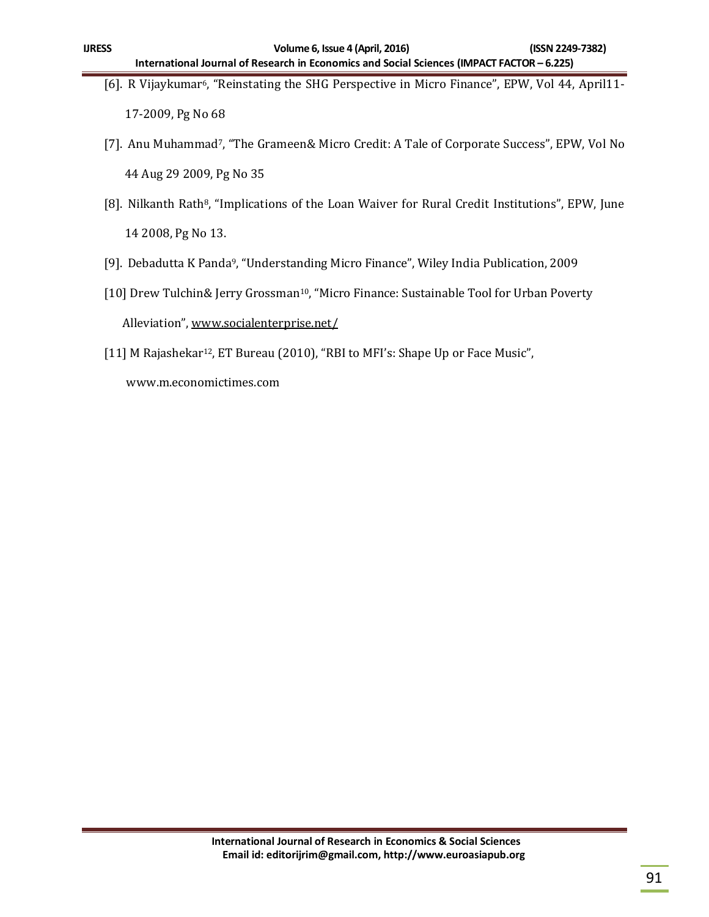[6]. R Vijaykumar[6], "Reinstating the SHG Perspective in Micro Finance", EPW, Vol 44, April11-17-2009, Pg No 68

[7]. Anu Muhammad[7], "The Grameen& Micro Credit: A Tale of Corporate Success", EPW, Vol No 44 Aug 29 2009, Pg No 35

[8]. Nilkanth Rath[8], "Implications of the Loan Waiver for Rural Credit Institutions", EPW, June 14 2008, Pg No 13.

[9]. Debadutta K Panda[9], "Understanding Micro Finance", Wiley India Publication, 2009

[10] Drew Tulchin& Jerry Grossman[10], "Micro Finance: Sustainable Tool for Urban Poverty Alleviation", www.socialenterprise.net/

[11] M Rajashekar[12], ET Bureau (2010), "RBI to MFI's: Shape Up or Face Music", www.m.economictimes.com